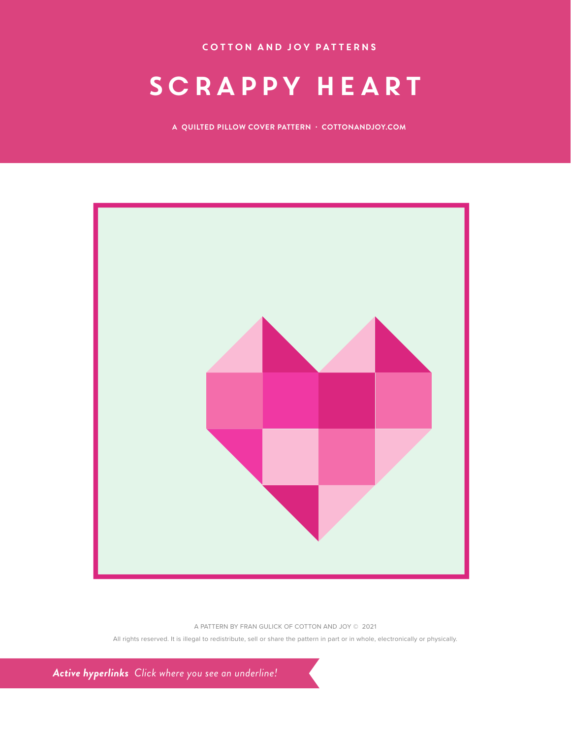COTTON AND JOY PATTERNS

# SCRAPPY HEART

A QUILTED PILLOW COVER PATTERN · COTTONANDJOY.COM

A PATTERN BY FRAN GULICK OF COTTON AND JOY © 2021

All rights reserved. It is illegal to redistribute, sell or share the pattern in part or in whole, electronically or physically.

***Active hyperlinks*** *Click where you see an underline!*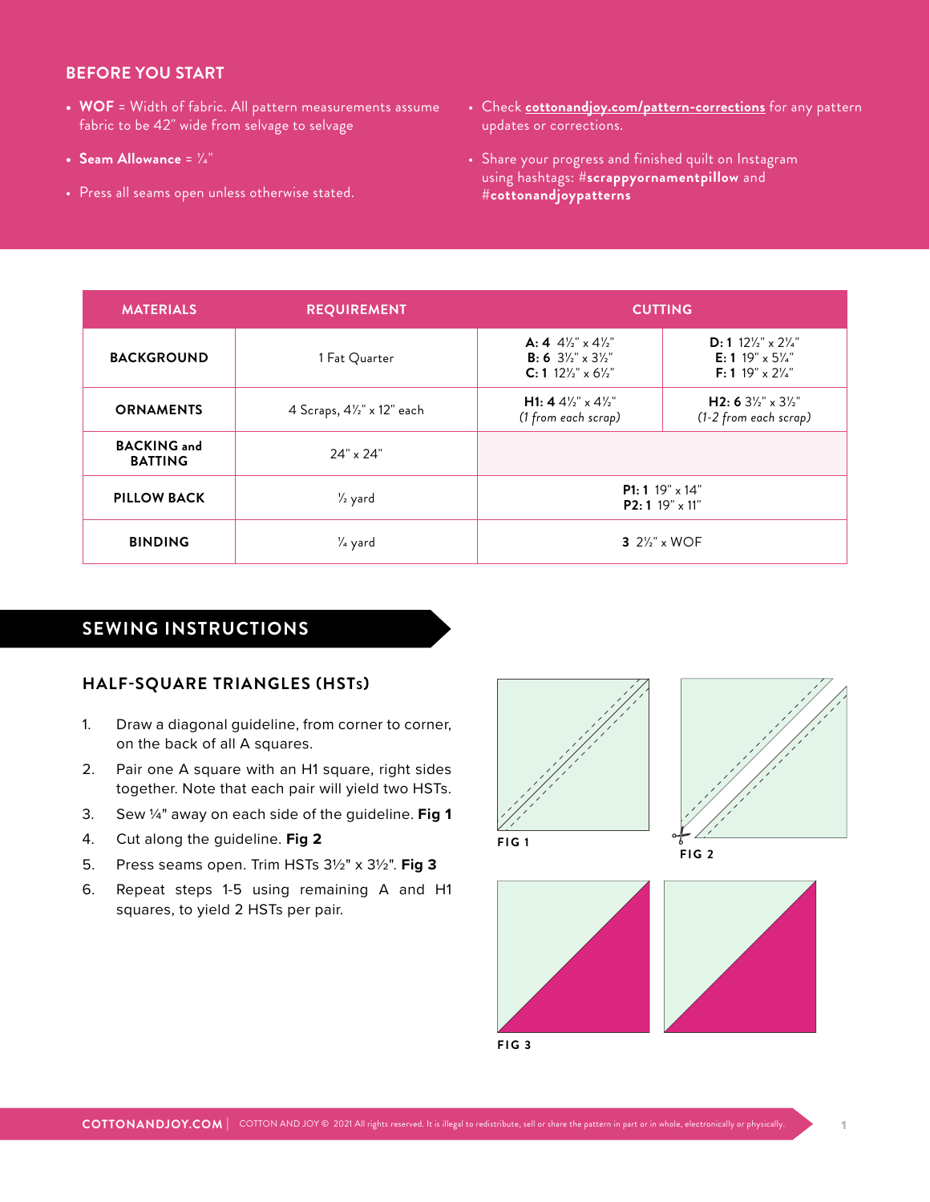## BEFORE YOU START

- **WOF** = Width of fabric. All pattern measurements assume fabric to be 42" wide from selvage to selvage
- **Seam Allowance** = ¼"
- Press all seams open unless otherwise stated.
- Check **cottonandjoy.com/pattern-corrections** for any pattern updates or corrections.
- Share your progress and finished quilt on Instagram using hashtags: **#scrappyornamentpillow** and **#cottonandjoypatterns**

| MATERIALS | REQUIREMENT | CUTTING | |
|---|---|---|---|
| **BACKGROUND** | 1 Fat Quarter | **A: 4** 4½" x 4½"<br>**B: 6** 3½" x 3½"<br>**C: 1** 12½" x 6½" | **D: 1** 12½" x 2¼"<br>**E: 1** 19" x 5¼"<br>**F: 1** 19" x 2¼" |
| **ORNAMENTS** | 4 Scraps, 4½" x 12" each | **H1: 4** 4½" x 4½"<br>*(1 from each scrap)* | **H2: 6** 3½" x 3½"<br>*(1-2 from each scrap)* |
| **BACKING and BATTING** | 24" x 24" | | |
| **PILLOW BACK** | ½ yard | **P1: 1** 19" x 14"<br>**P2: 1** 19" x 11" | |
| **BINDING** | ¼ yard | **3** 2½" x WOF | |

## SEWING INSTRUCTIONS

### HALF-SQUARE TRIANGLES (HSTs)

1. Draw a diagonal guideline, from corner to corner, on the back of all A squares.
2. Pair one A square with an H1 square, right sides together. Note that each pair will yield two HSTs.
3. Sew ¼" away on each side of the guideline. **Fig 1**
4. Cut along the guideline. **Fig 2**
5. Press seams open. Trim HSTs 3½" x 3½". **Fig 3**
6. Repeat steps 1-5 using remaining A and H1 squares, to yield 2 HSTs per pair.

FIG 1

FIG 2

FIG 3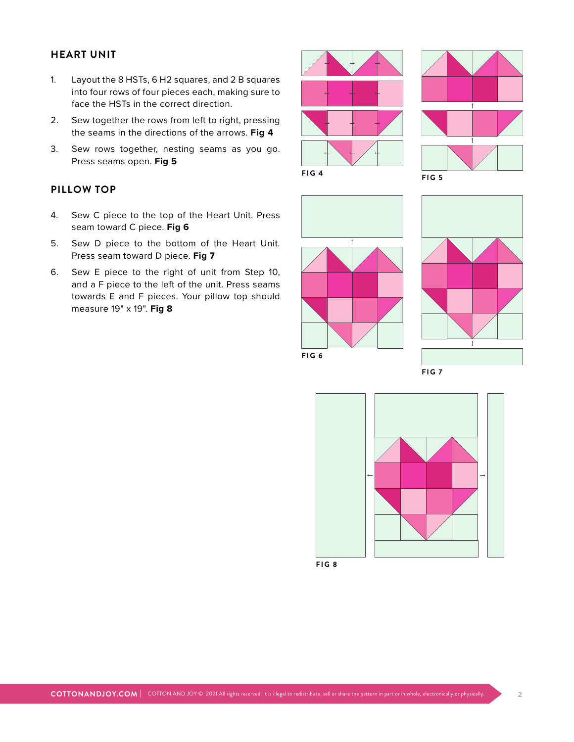## HEART UNIT

1. Layout the 8 HSTs, 6 H2 squares, and 2 B squares into four rows of four pieces each, making sure to face the HSTs in the correct direction.
2. Sew together the rows from left to right, pressing the seams in the directions of the arrows. **Fig 4**
3. Sew rows together, nesting seams as you go. Press seams open. **Fig 5**

## PILLOW TOP

4. Sew C piece to the top of the Heart Unit. Press seam toward C piece. **Fig 6**
5. Sew D piece to the bottom of the Heart Unit. Press seam toward D piece. **Fig 7**
6. Sew E piece to the right of unit from Step 10, and a F piece to the left of the unit. Press seams towards E and F pieces. Your pillow top should measure 19" x 19". **Fig 8**

FIG 4

FIG 5

FIG 6

FIG 7

FIG 8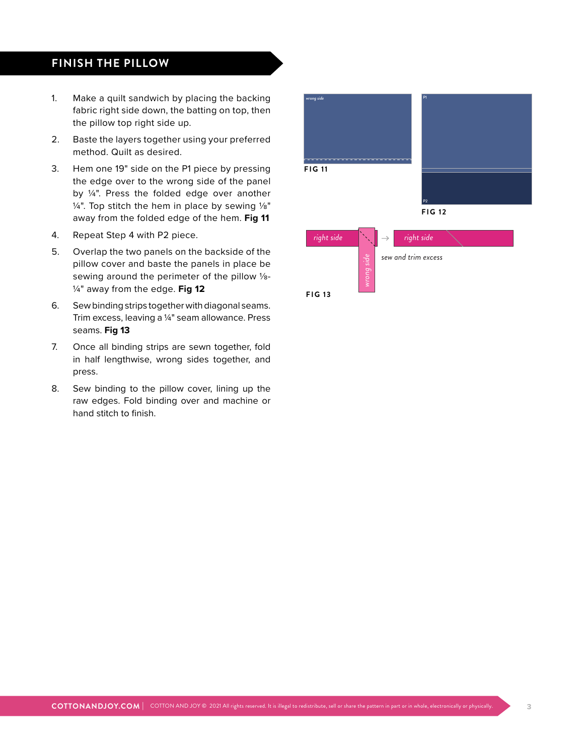## FINISH THE PILLOW

1. Make a quilt sandwich by placing the backing fabric right side down, the batting on top, then the pillow top right side up.
2. Baste the layers together using your preferred method. Quilt as desired.
3. Hem one 19" side on the P1 piece by pressing the edge over to the wrong side of the panel by ¼". Press the folded edge over another ¼". Top stitch the hem in place by sewing ⅛" away from the folded edge of the hem. **Fig 11**
4. Repeat Step 4 with P2 piece.
5. Overlap the two panels on the backside of the pillow cover and baste the panels in place be sewing around the perimeter of the pillow ⅛-¼" away from the edge. **Fig 12**
6. Sew binding strips together with diagonal seams. Trim excess, leaving a ¼" seam allowance. Press seams. **Fig 13**
7. Once all binding strips are sewn together, fold in half lengthwise, wrong sides together, and press.
8. Sew binding to the pillow cover, lining up the raw edges. Fold binding over and machine or hand stitch to finish.

wrong side

**FIG 11**

P1

P2

**FIG 12**

right side

wrong side

right side

sew and trim excess

**FIG 13**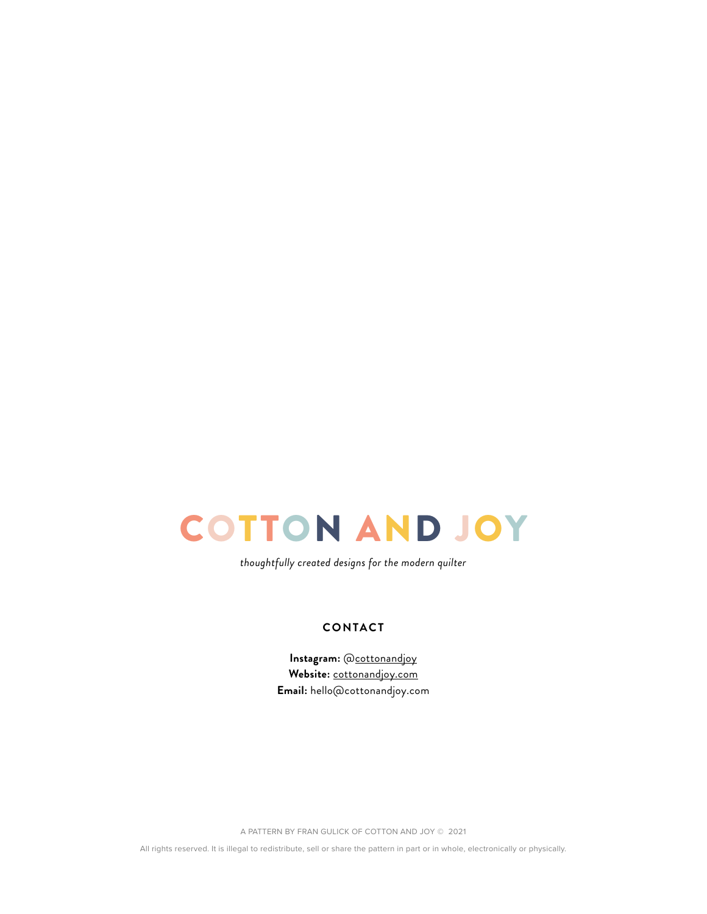# COTTON AND JOY

*thoughtfully created designs for the modern quilter*

## CONTACT

**Instagram:** @cottonandjoy
**Website:** cottonandjoy.com
**Email:** hello@cottonandjoy.com

A PATTERN BY FRAN GULICK OF COTTON AND JOY © 2021

All rights reserved. It is illegal to redistribute, sell or share the pattern in part or in whole, electronically or physically.